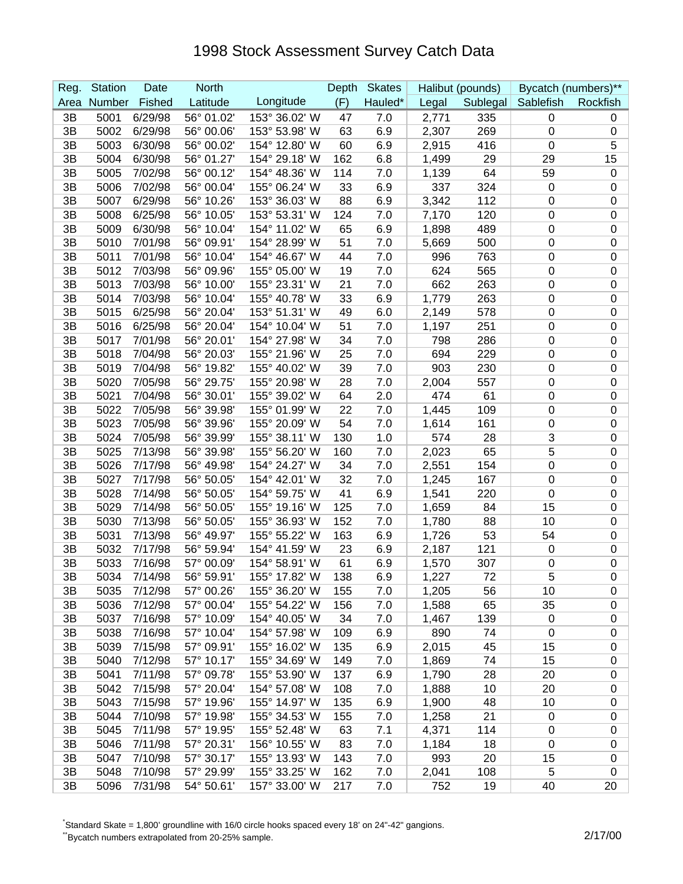# 1998 Stock Assessment Survey Catch Data

| Reg. Area | Station Number | Date Fished | North Latitude | Longitude | Depth (F) | Skates Hauled* | Halibut (pounds) Legal | Sublegal | Bycatch (numbers)** Sablefish | Rockfish |
|---|---|---|---|---|---|---|---|---|---|---|
| 3B | 5001 | 6/29/98 | 56° 01.02' | 153° 36.02' W | 47 | 7.0 | 2,771 | 335 | 0 | 0 |
| 3B | 5002 | 6/29/98 | 56° 00.06' | 153° 53.98' W | 63 | 6.9 | 2,307 | 269 | 0 | 0 |
| 3B | 5003 | 6/30/98 | 56° 00.02' | 154° 12.80' W | 60 | 6.9 | 2,915 | 416 | 0 | 5 |
| 3B | 5004 | 6/30/98 | 56° 01.27' | 154° 29.18' W | 162 | 6.8 | 1,499 | 29 | 29 | 15 |
| 3B | 5005 | 7/02/98 | 56° 00.12' | 154° 48.36' W | 114 | 7.0 | 1,139 | 64 | 59 | 0 |
| 3B | 5006 | 7/02/98 | 56° 00.04' | 155° 06.24' W | 33 | 6.9 | 337 | 324 | 0 | 0 |
| 3B | 5007 | 6/29/98 | 56° 10.26' | 153° 36.03' W | 88 | 6.9 | 3,342 | 112 | 0 | 0 |
| 3B | 5008 | 6/25/98 | 56° 10.05' | 153° 53.31' W | 124 | 7.0 | 7,170 | 120 | 0 | 0 |
| 3B | 5009 | 6/30/98 | 56° 10.04' | 154° 11.02' W | 65 | 6.9 | 1,898 | 489 | 0 | 0 |
| 3B | 5010 | 7/01/98 | 56° 09.91' | 154° 28.99' W | 51 | 7.0 | 5,669 | 500 | 0 | 0 |
| 3B | 5011 | 7/01/98 | 56° 10.04' | 154° 46.67' W | 44 | 7.0 | 996 | 763 | 0 | 0 |
| 3B | 5012 | 7/03/98 | 56° 09.96' | 155° 05.00' W | 19 | 7.0 | 624 | 565 | 0 | 0 |
| 3B | 5013 | 7/03/98 | 56° 10.00' | 155° 23.31' W | 21 | 7.0 | 662 | 263 | 0 | 0 |
| 3B | 5014 | 7/03/98 | 56° 10.04' | 155° 40.78' W | 33 | 6.9 | 1,779 | 263 | 0 | 0 |
| 3B | 5015 | 6/25/98 | 56° 20.04' | 153° 51.31' W | 49 | 6.0 | 2,149 | 578 | 0 | 0 |
| 3B | 5016 | 6/25/98 | 56° 20.04' | 154° 10.04' W | 51 | 7.0 | 1,197 | 251 | 0 | 0 |
| 3B | 5017 | 7/01/98 | 56° 20.01' | 154° 27.98' W | 34 | 7.0 | 798 | 286 | 0 | 0 |
| 3B | 5018 | 7/04/98 | 56° 20.03' | 155° 21.96' W | 25 | 7.0 | 694 | 229 | 0 | 0 |
| 3B | 5019 | 7/04/98 | 56° 19.82' | 155° 40.02' W | 39 | 7.0 | 903 | 230 | 0 | 0 |
| 3B | 5020 | 7/05/98 | 56° 29.75' | 155° 20.98' W | 28 | 7.0 | 2,004 | 557 | 0 | 0 |
| 3B | 5021 | 7/04/98 | 56° 30.01' | 155° 39.02' W | 64 | 2.0 | 474 | 61 | 0 | 0 |
| 3B | 5022 | 7/05/98 | 56° 39.98' | 155° 01.99' W | 22 | 7.0 | 1,445 | 109 | 0 | 0 |
| 3B | 5023 | 7/05/98 | 56° 39.96' | 155° 20.09' W | 54 | 7.0 | 1,614 | 161 | 0 | 0 |
| 3B | 5024 | 7/05/98 | 56° 39.99' | 155° 38.11' W | 130 | 1.0 | 574 | 28 | 3 | 0 |
| 3B | 5025 | 7/13/98 | 56° 39.98' | 155° 56.20' W | 160 | 7.0 | 2,023 | 65 | 5 | 0 |
| 3B | 5026 | 7/17/98 | 56° 49.98' | 154° 24.27' W | 34 | 7.0 | 2,551 | 154 | 0 | 0 |
| 3B | 5027 | 7/17/98 | 56° 50.05' | 154° 42.01' W | 32 | 7.0 | 1,245 | 167 | 0 | 0 |
| 3B | 5028 | 7/14/98 | 56° 50.05' | 154° 59.75' W | 41 | 6.9 | 1,541 | 220 | 0 | 0 |
| 3B | 5029 | 7/14/98 | 56° 50.05' | 155° 19.16' W | 125 | 7.0 | 1,659 | 84 | 15 | 0 |
| 3B | 5030 | 7/13/98 | 56° 50.05' | 155° 36.93' W | 152 | 7.0 | 1,780 | 88 | 10 | 0 |
| 3B | 5031 | 7/13/98 | 56° 49.97' | 155° 55.22' W | 163 | 6.9 | 1,726 | 53 | 54 | 0 |
| 3B | 5032 | 7/17/98 | 56° 59.94' | 154° 41.59' W | 23 | 6.9 | 2,187 | 121 | 0 | 0 |
| 3B | 5033 | 7/16/98 | 57° 00.09' | 154° 58.91' W | 61 | 6.9 | 1,570 | 307 | 0 | 0 |
| 3B | 5034 | 7/14/98 | 56° 59.91' | 155° 17.82' W | 138 | 6.9 | 1,227 | 72 | 5 | 0 |
| 3B | 5035 | 7/12/98 | 57° 00.26' | 155° 36.20' W | 155 | 7.0 | 1,205 | 56 | 10 | 0 |
| 3B | 5036 | 7/12/98 | 57° 00.04' | 155° 54.22' W | 156 | 7.0 | 1,588 | 65 | 35 | 0 |
| 3B | 5037 | 7/16/98 | 57° 10.09' | 154° 40.05' W | 34 | 7.0 | 1,467 | 139 | 0 | 0 |
| 3B | 5038 | 7/16/98 | 57° 10.04' | 154° 57.98' W | 109 | 6.9 | 890 | 74 | 0 | 0 |
| 3B | 5039 | 7/15/98 | 57° 09.91' | 155° 16.02' W | 135 | 6.9 | 2,015 | 45 | 15 | 0 |
| 3B | 5040 | 7/12/98 | 57° 10.17' | 155° 34.69' W | 149 | 7.0 | 1,869 | 74 | 15 | 0 |
| 3B | 5041 | 7/11/98 | 57° 09.78' | 155° 53.90' W | 137 | 6.9 | 1,790 | 28 | 20 | 0 |
| 3B | 5042 | 7/15/98 | 57° 20.04' | 154° 57.08' W | 108 | 7.0 | 1,888 | 10 | 20 | 0 |
| 3B | 5043 | 7/15/98 | 57° 19.96' | 155° 14.97' W | 135 | 6.9 | 1,900 | 48 | 10 | 0 |
| 3B | 5044 | 7/10/98 | 57° 19.98' | 155° 34.53' W | 155 | 7.0 | 1,258 | 21 | 0 | 0 |
| 3B | 5045 | 7/11/98 | 57° 19.95' | 155° 52.48' W | 63 | 7.1 | 4,371 | 114 | 0 | 0 |
| 3B | 5046 | 7/11/98 | 57° 20.31' | 156° 10.55' W | 83 | 7.0 | 1,184 | 18 | 0 | 0 |
| 3B | 5047 | 7/10/98 | 57° 30.17' | 155° 13.93' W | 143 | 7.0 | 993 | 20 | 15 | 0 |
| 3B | 5048 | 7/10/98 | 57° 29.99' | 155° 33.25' W | 162 | 7.0 | 2,041 | 108 | 5 | 0 |
| 3B | 5096 | 7/31/98 | 54° 50.61' | 157° 33.00' W | 217 | 7.0 | 752 | 19 | 40 | 20 |

*Standard Skate = 1,800' groundline with 16/0 circle hooks spaced every 18' on 24"-42" gangions.

**Bycatch numbers extrapolated from 20-25% sample.

2/17/00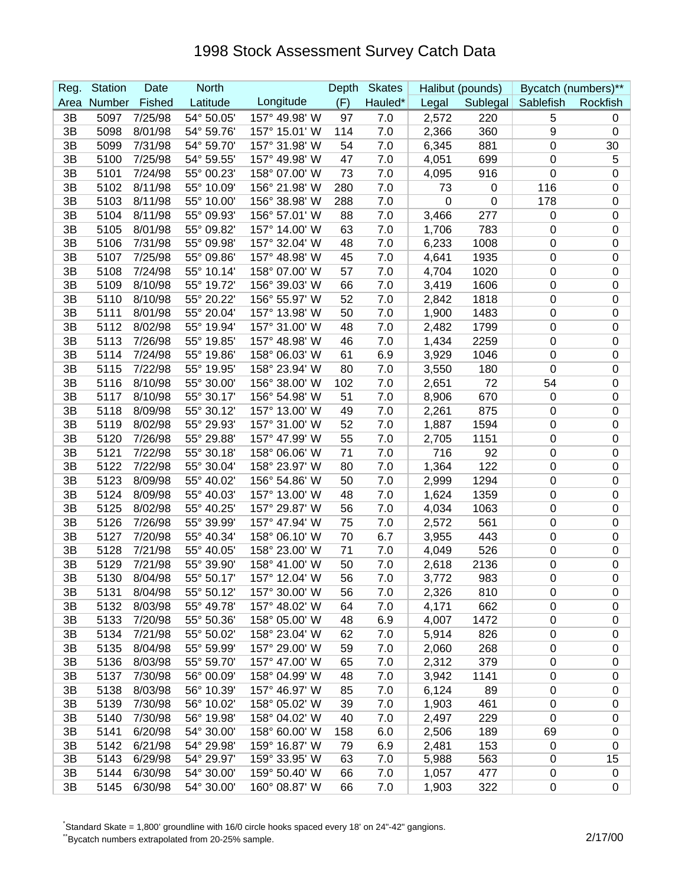# 1998 Stock Assessment Survey Catch Data

| Reg. Area | Station Number | Date Fished | North Latitude | Longitude | Depth (F) | Skates Hauled* | Halibut (pounds) Legal | Sublegal | Bycatch (numbers)** Sablefish | Rockfish |
|---|---|---|---|---|---|---|---|---|---|---|
| 3B | 5097 | 7/25/98 | 54° 50.05' | 157° 49.98' W | 97 | 7.0 | 2,572 | 220 | 5 | 0 |
| 3B | 5098 | 8/01/98 | 54° 59.76' | 157° 15.01' W | 114 | 7.0 | 2,366 | 360 | 9 | 0 |
| 3B | 5099 | 7/31/98 | 54° 59.70' | 157° 31.98' W | 54 | 7.0 | 6,345 | 881 | 0 | 30 |
| 3B | 5100 | 7/25/98 | 54° 59.55' | 157° 49.98' W | 47 | 7.0 | 4,051 | 699 | 0 | 5 |
| 3B | 5101 | 7/24/98 | 55° 00.23' | 158° 07.00' W | 73 | 7.0 | 4,095 | 916 | 0 | 0 |
| 3B | 5102 | 8/11/98 | 55° 10.09' | 156° 21.98' W | 280 | 7.0 | 73 | 0 | 116 | 0 |
| 3B | 5103 | 8/11/98 | 55° 10.00' | 156° 38.98' W | 288 | 7.0 | 0 | 0 | 178 | 0 |
| 3B | 5104 | 8/11/98 | 55° 09.93' | 156° 57.01' W | 88 | 7.0 | 3,466 | 277 | 0 | 0 |
| 3B | 5105 | 8/01/98 | 55° 09.82' | 157° 14.00' W | 63 | 7.0 | 1,706 | 783 | 0 | 0 |
| 3B | 5106 | 7/31/98 | 55° 09.98' | 157° 32.04' W | 48 | 7.0 | 6,233 | 1008 | 0 | 0 |
| 3B | 5107 | 7/25/98 | 55° 09.86' | 157° 48.98' W | 45 | 7.0 | 4,641 | 1935 | 0 | 0 |
| 3B | 5108 | 7/24/98 | 55° 10.14' | 158° 07.00' W | 57 | 7.0 | 4,704 | 1020 | 0 | 0 |
| 3B | 5109 | 8/10/98 | 55° 19.72' | 156° 39.03' W | 66 | 7.0 | 3,419 | 1606 | 0 | 0 |
| 3B | 5110 | 8/10/98 | 55° 20.22' | 156° 55.97' W | 52 | 7.0 | 2,842 | 1818 | 0 | 0 |
| 3B | 5111 | 8/01/98 | 55° 20.04' | 157° 13.98' W | 50 | 7.0 | 1,900 | 1483 | 0 | 0 |
| 3B | 5112 | 8/02/98 | 55° 19.94' | 157° 31.00' W | 48 | 7.0 | 2,482 | 1799 | 0 | 0 |
| 3B | 5113 | 7/26/98 | 55° 19.85' | 157° 48.98' W | 46 | 7.0 | 1,434 | 2259 | 0 | 0 |
| 3B | 5114 | 7/24/98 | 55° 19.86' | 158° 06.03' W | 61 | 6.9 | 3,929 | 1046 | 0 | 0 |
| 3B | 5115 | 7/22/98 | 55° 19.95' | 158° 23.94' W | 80 | 7.0 | 3,550 | 180 | 0 | 0 |
| 3B | 5116 | 8/10/98 | 55° 30.00' | 156° 38.00' W | 102 | 7.0 | 2,651 | 72 | 54 | 0 |
| 3B | 5117 | 8/10/98 | 55° 30.17' | 156° 54.98' W | 51 | 7.0 | 8,906 | 670 | 0 | 0 |
| 3B | 5118 | 8/09/98 | 55° 30.12' | 157° 13.00' W | 49 | 7.0 | 2,261 | 875 | 0 | 0 |
| 3B | 5119 | 8/02/98 | 55° 29.93' | 157° 31.00' W | 52 | 7.0 | 1,887 | 1594 | 0 | 0 |
| 3B | 5120 | 7/26/98 | 55° 29.88' | 157° 47.99' W | 55 | 7.0 | 2,705 | 1151 | 0 | 0 |
| 3B | 5121 | 7/22/98 | 55° 30.18' | 158° 06.06' W | 71 | 7.0 | 716 | 92 | 0 | 0 |
| 3B | 5122 | 7/22/98 | 55° 30.04' | 158° 23.97' W | 80 | 7.0 | 1,364 | 122 | 0 | 0 |
| 3B | 5123 | 8/09/98 | 55° 40.02' | 156° 54.86' W | 50 | 7.0 | 2,999 | 1294 | 0 | 0 |
| 3B | 5124 | 8/09/98 | 55° 40.03' | 157° 13.00' W | 48 | 7.0 | 1,624 | 1359 | 0 | 0 |
| 3B | 5125 | 8/02/98 | 55° 40.25' | 157° 29.87' W | 56 | 7.0 | 4,034 | 1063 | 0 | 0 |
| 3B | 5126 | 7/26/98 | 55° 39.99' | 157° 47.94' W | 75 | 7.0 | 2,572 | 561 | 0 | 0 |
| 3B | 5127 | 7/20/98 | 55° 40.34' | 158° 06.10' W | 70 | 6.7 | 3,955 | 443 | 0 | 0 |
| 3B | 5128 | 7/21/98 | 55° 40.05' | 158° 23.00' W | 71 | 7.0 | 4,049 | 526 | 0 | 0 |
| 3B | 5129 | 7/21/98 | 55° 39.90' | 158° 41.00' W | 50 | 7.0 | 2,618 | 2136 | 0 | 0 |
| 3B | 5130 | 8/04/98 | 55° 50.17' | 157° 12.04' W | 56 | 7.0 | 3,772 | 983 | 0 | 0 |
| 3B | 5131 | 8/04/98 | 55° 50.12' | 157° 30.00' W | 56 | 7.0 | 2,326 | 810 | 0 | 0 |
| 3B | 5132 | 8/03/98 | 55° 49.78' | 157° 48.02' W | 64 | 7.0 | 4,171 | 662 | 0 | 0 |
| 3B | 5133 | 7/20/98 | 55° 50.36' | 158° 05.00' W | 48 | 6.9 | 4,007 | 1472 | 0 | 0 |
| 3B | 5134 | 7/21/98 | 55° 50.02' | 158° 23.04' W | 62 | 7.0 | 5,914 | 826 | 0 | 0 |
| 3B | 5135 | 8/04/98 | 55° 59.99' | 157° 29.00' W | 59 | 7.0 | 2,060 | 268 | 0 | 0 |
| 3B | 5136 | 8/03/98 | 55° 59.70' | 157° 47.00' W | 65 | 7.0 | 2,312 | 379 | 0 | 0 |
| 3B | 5137 | 7/30/98 | 56° 00.09' | 158° 04.99' W | 48 | 7.0 | 3,942 | 1141 | 0 | 0 |
| 3B | 5138 | 8/03/98 | 56° 10.39' | 157° 46.97' W | 85 | 7.0 | 6,124 | 89 | 0 | 0 |
| 3B | 5139 | 7/30/98 | 56° 10.02' | 158° 05.02' W | 39 | 7.0 | 1,903 | 461 | 0 | 0 |
| 3B | 5140 | 7/30/98 | 56° 19.98' | 158° 04.02' W | 40 | 7.0 | 2,497 | 229 | 0 | 0 |
| 3B | 5141 | 6/20/98 | 54° 30.00' | 158° 60.00' W | 158 | 6.0 | 2,506 | 189 | 69 | 0 |
| 3B | 5142 | 6/21/98 | 54° 29.98' | 159° 16.87' W | 79 | 6.9 | 2,481 | 153 | 0 | 0 |
| 3B | 5143 | 6/29/98 | 54° 29.97' | 159° 33.95' W | 63 | 7.0 | 5,988 | 563 | 0 | 15 |
| 3B | 5144 | 6/30/98 | 54° 30.00' | 159° 50.40' W | 66 | 7.0 | 1,057 | 477 | 0 | 0 |
| 3B | 5145 | 6/30/98 | 54° 30.00' | 160° 08.87' W | 66 | 7.0 | 1,903 | 322 | 0 | 0 |

*Standard Skate = 1,800' groundline with 16/0 circle hooks spaced every 18' on 24"-42" gangions.

**Bycatch numbers extrapolated from 20-25% sample.

2/17/00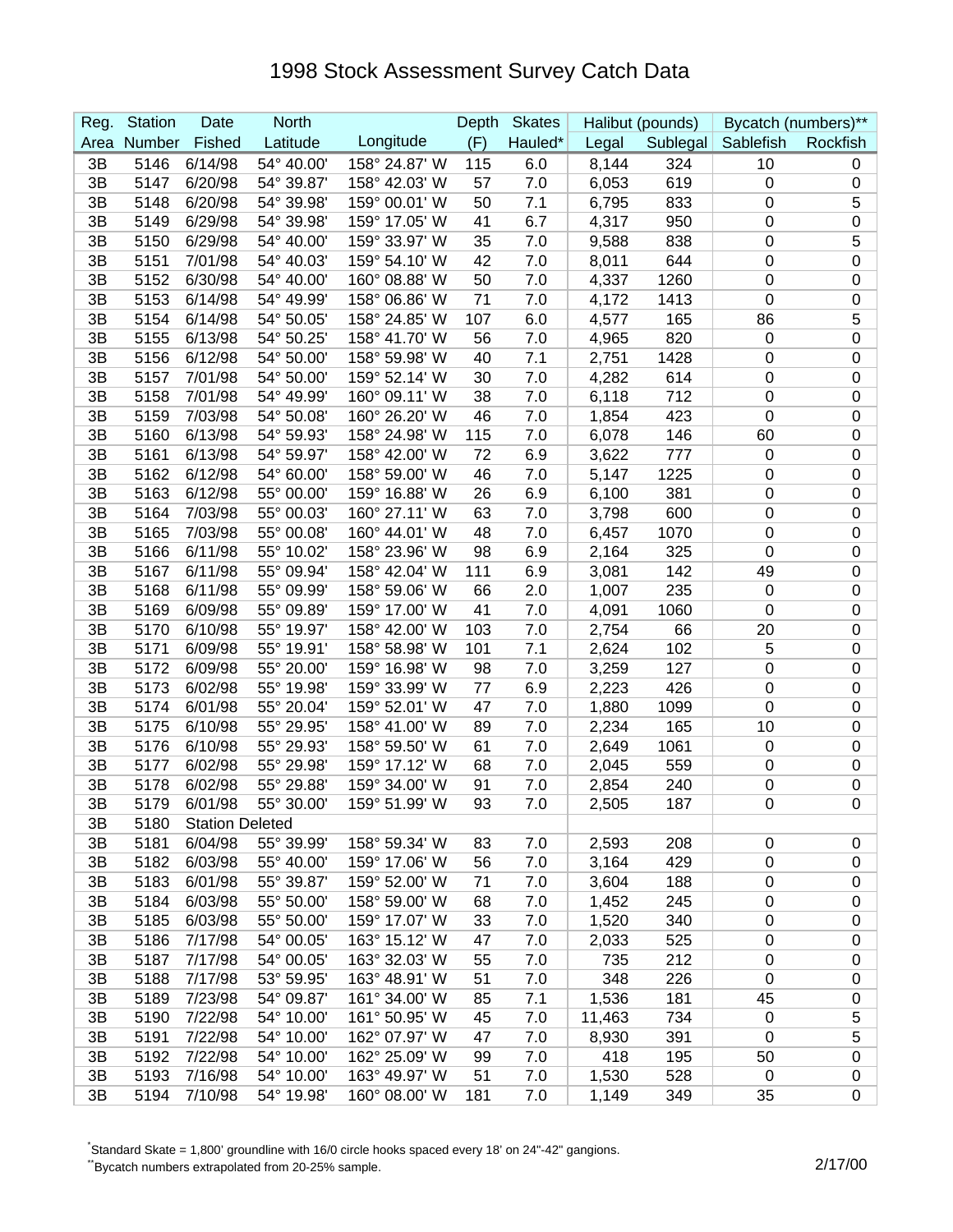# 1998 Stock Assessment Survey Catch Data

| Reg. Area | Station Number | Date Fished | North Latitude | Longitude | Depth (F) | Skates Hauled* | Halibut (pounds) Legal | Sublegal | Bycatch (numbers)** Sablefish | Rockfish |
|---|---|---|---|---|---|---|---|---|---|---|
| 3B | 5146 | 6/14/98 | 54° 40.00' | 158° 24.87' W | 115 | 6.0 | 8,144 | 324 | 10 | 0 |
| 3B | 5147 | 6/20/98 | 54° 39.87' | 158° 42.03' W | 57 | 7.0 | 6,053 | 619 | 0 | 0 |
| 3B | 5148 | 6/20/98 | 54° 39.98' | 159° 00.01' W | 50 | 7.1 | 6,795 | 833 | 0 | 5 |
| 3B | 5149 | 6/29/98 | 54° 39.98' | 159° 17.05' W | 41 | 6.7 | 4,317 | 950 | 0 | 0 |
| 3B | 5150 | 6/29/98 | 54° 40.00' | 159° 33.97' W | 35 | 7.0 | 9,588 | 838 | 0 | 5 |
| 3B | 5151 | 7/01/98 | 54° 40.03' | 159° 54.10' W | 42 | 7.0 | 8,011 | 644 | 0 | 0 |
| 3B | 5152 | 6/30/98 | 54° 40.00' | 160° 08.88' W | 50 | 7.0 | 4,337 | 1260 | 0 | 0 |
| 3B | 5153 | 6/14/98 | 54° 49.99' | 158° 06.86' W | 71 | 7.0 | 4,172 | 1413 | 0 | 0 |
| 3B | 5154 | 6/14/98 | 54° 50.05' | 158° 24.85' W | 107 | 6.0 | 4,577 | 165 | 86 | 5 |
| 3B | 5155 | 6/13/98 | 54° 50.25' | 158° 41.70' W | 56 | 7.0 | 4,965 | 820 | 0 | 0 |
| 3B | 5156 | 6/12/98 | 54° 50.00' | 158° 59.98' W | 40 | 7.1 | 2,751 | 1428 | 0 | 0 |
| 3B | 5157 | 7/01/98 | 54° 50.00' | 159° 52.14' W | 30 | 7.0 | 4,282 | 614 | 0 | 0 |
| 3B | 5158 | 7/01/98 | 54° 49.99' | 160° 09.11' W | 38 | 7.0 | 6,118 | 712 | 0 | 0 |
| 3B | 5159 | 7/03/98 | 54° 50.08' | 160° 26.20' W | 46 | 7.0 | 1,854 | 423 | 0 | 0 |
| 3B | 5160 | 6/13/98 | 54° 59.93' | 158° 24.98' W | 115 | 7.0 | 6,078 | 146 | 60 | 0 |
| 3B | 5161 | 6/13/98 | 54° 59.97' | 158° 42.00' W | 72 | 6.9 | 3,622 | 777 | 0 | 0 |
| 3B | 5162 | 6/12/98 | 54° 60.00' | 158° 59.00' W | 46 | 7.0 | 5,147 | 1225 | 0 | 0 |
| 3B | 5163 | 6/12/98 | 55° 00.00' | 159° 16.88' W | 26 | 6.9 | 6,100 | 381 | 0 | 0 |
| 3B | 5164 | 7/03/98 | 55° 00.03' | 160° 27.11' W | 63 | 7.0 | 3,798 | 600 | 0 | 0 |
| 3B | 5165 | 7/03/98 | 55° 00.08' | 160° 44.01' W | 48 | 7.0 | 6,457 | 1070 | 0 | 0 |
| 3B | 5166 | 6/11/98 | 55° 10.02' | 158° 23.96' W | 98 | 6.9 | 2,164 | 325 | 0 | 0 |
| 3B | 5167 | 6/11/98 | 55° 09.94' | 158° 42.04' W | 111 | 6.9 | 3,081 | 142 | 49 | 0 |
| 3B | 5168 | 6/11/98 | 55° 09.99' | 158° 59.06' W | 66 | 2.0 | 1,007 | 235 | 0 | 0 |
| 3B | 5169 | 6/09/98 | 55° 09.89' | 159° 17.00' W | 41 | 7.0 | 4,091 | 1060 | 0 | 0 |
| 3B | 5170 | 6/10/98 | 55° 19.97' | 158° 42.00' W | 103 | 7.0 | 2,754 | 66 | 20 | 0 |
| 3B | 5171 | 6/09/98 | 55° 19.91' | 158° 58.98' W | 101 | 7.1 | 2,624 | 102 | 5 | 0 |
| 3B | 5172 | 6/09/98 | 55° 20.00' | 159° 16.98' W | 98 | 7.0 | 3,259 | 127 | 0 | 0 |
| 3B | 5173 | 6/02/98 | 55° 19.98' | 159° 33.99' W | 77 | 6.9 | 2,223 | 426 | 0 | 0 |
| 3B | 5174 | 6/01/98 | 55° 20.04' | 159° 52.01' W | 47 | 7.0 | 1,880 | 1099 | 0 | 0 |
| 3B | 5175 | 6/10/98 | 55° 29.95' | 158° 41.00' W | 89 | 7.0 | 2,234 | 165 | 10 | 0 |
| 3B | 5176 | 6/10/98 | 55° 29.93' | 158° 59.50' W | 61 | 7.0 | 2,649 | 1061 | 0 | 0 |
| 3B | 5177 | 6/02/98 | 55° 29.98' | 159° 17.12' W | 68 | 7.0 | 2,045 | 559 | 0 | 0 |
| 3B | 5178 | 6/02/98 | 55° 29.88' | 159° 34.00' W | 91 | 7.0 | 2,854 | 240 | 0 | 0 |
| 3B | 5179 | 6/01/98 | 55° 30.00' | 159° 51.99' W | 93 | 7.0 | 2,505 | 187 | 0 | 0 |
| 3B | 5180 | Station Deleted | | | | | | | | |
| 3B | 5181 | 6/04/98 | 55° 39.99' | 158° 59.34' W | 83 | 7.0 | 2,593 | 208 | 0 | 0 |
| 3B | 5182 | 6/03/98 | 55° 40.00' | 159° 17.06' W | 56 | 7.0 | 3,164 | 429 | 0 | 0 |
| 3B | 5183 | 6/01/98 | 55° 39.87' | 159° 52.00' W | 71 | 7.0 | 3,604 | 188 | 0 | 0 |
| 3B | 5184 | 6/03/98 | 55° 50.00' | 158° 59.00' W | 68 | 7.0 | 1,452 | 245 | 0 | 0 |
| 3B | 5185 | 6/03/98 | 55° 50.00' | 159° 17.07' W | 33 | 7.0 | 1,520 | 340 | 0 | 0 |
| 3B | 5186 | 7/17/98 | 54° 00.05' | 163° 15.12' W | 47 | 7.0 | 2,033 | 525 | 0 | 0 |
| 3B | 5187 | 7/17/98 | 54° 00.05' | 163° 32.03' W | 55 | 7.0 | 735 | 212 | 0 | 0 |
| 3B | 5188 | 7/17/98 | 53° 59.95' | 163° 48.91' W | 51 | 7.0 | 348 | 226 | 0 | 0 |
| 3B | 5189 | 7/23/98 | 54° 09.87' | 161° 34.00' W | 85 | 7.1 | 1,536 | 181 | 45 | 0 |
| 3B | 5190 | 7/22/98 | 54° 10.00' | 161° 50.95' W | 45 | 7.0 | 11,463 | 734 | 0 | 5 |
| 3B | 5191 | 7/22/98 | 54° 10.00' | 162° 07.97' W | 47 | 7.0 | 8,930 | 391 | 0 | 5 |
| 3B | 5192 | 7/22/98 | 54° 10.00' | 162° 25.09' W | 99 | 7.0 | 418 | 195 | 50 | 0 |
| 3B | 5193 | 7/16/98 | 54° 10.00' | 163° 49.97' W | 51 | 7.0 | 1,530 | 528 | 0 | 0 |
| 3B | 5194 | 7/10/98 | 54° 19.98' | 160° 08.00' W | 181 | 7.0 | 1,149 | 349 | 35 | 0 |

*Standard Skate = 1,800' groundline with 16/0 circle hooks spaced every 18' on 24"-42" gangions.

**Bycatch numbers extrapolated from 20-25% sample.

2/17/00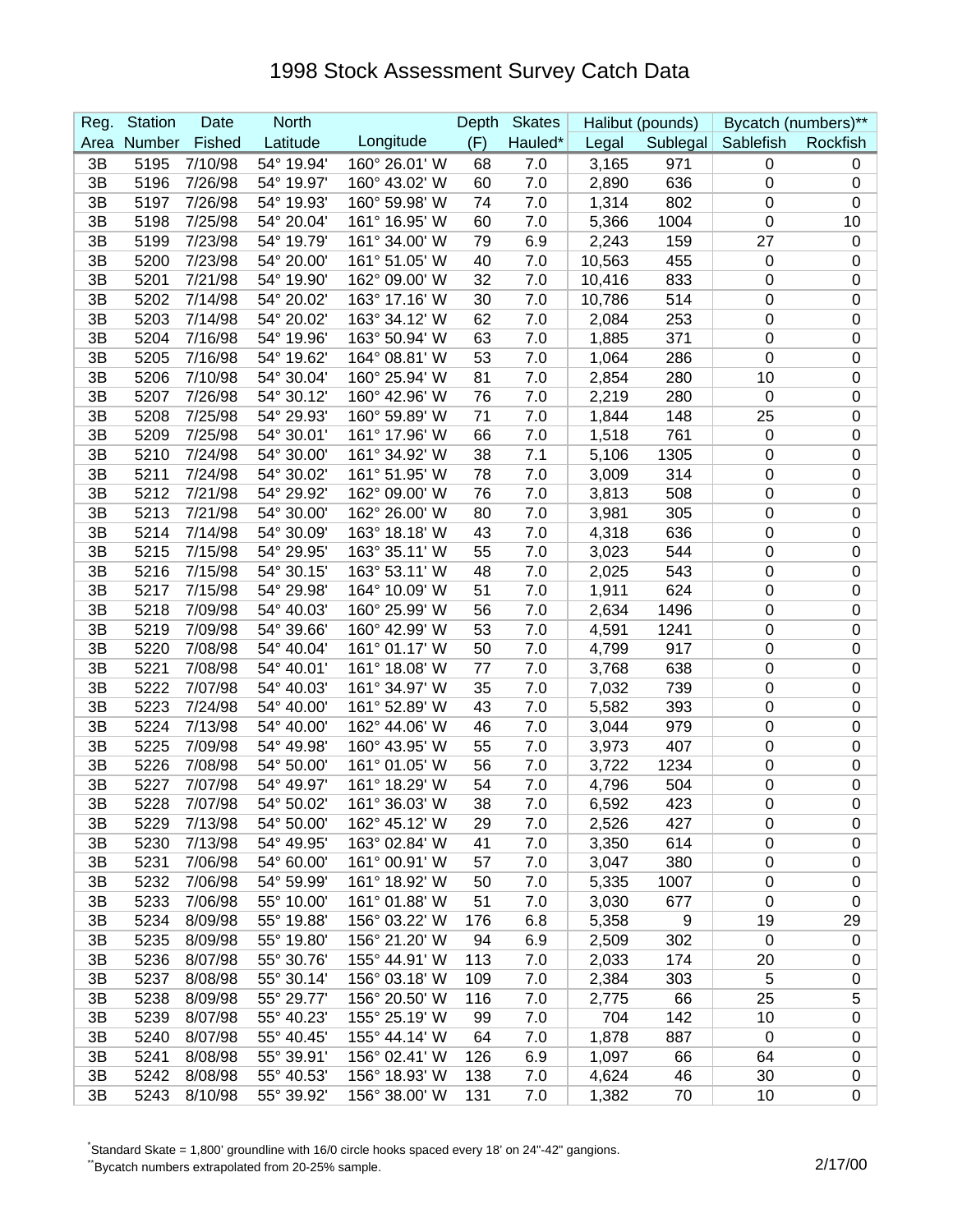# 1998 Stock Assessment Survey Catch Data

| Reg. | Station | Date | North | | Depth | Skates | Halibut (pounds) | | Bycatch (numbers)** | |
|---|---|---|---|---|---|---|---|---|---|---|
| Area | Number | Fished | Latitude | Longitude | (F) | Hauled* | Legal | Sublegal | Sablefish | Rockfish |
| 3B | 5195 | 7/10/98 | 54° 19.94' | 160° 26.01' W | 68 | 7.0 | 3,165 | 971 | 0 | 0 |
| 3B | 5196 | 7/26/98 | 54° 19.97' | 160° 43.02' W | 60 | 7.0 | 2,890 | 636 | 0 | 0 |
| 3B | 5197 | 7/26/98 | 54° 19.93' | 160° 59.98' W | 74 | 7.0 | 1,314 | 802 | 0 | 0 |
| 3B | 5198 | 7/25/98 | 54° 20.04' | 161° 16.95' W | 60 | 7.0 | 5,366 | 1004 | 0 | 10 |
| 3B | 5199 | 7/23/98 | 54° 19.79' | 161° 34.00' W | 79 | 6.9 | 2,243 | 159 | 27 | 0 |
| 3B | 5200 | 7/23/98 | 54° 20.00' | 161° 51.05' W | 40 | 7.0 | 10,563 | 455 | 0 | 0 |
| 3B | 5201 | 7/21/98 | 54° 19.90' | 162° 09.00' W | 32 | 7.0 | 10,416 | 833 | 0 | 0 |
| 3B | 5202 | 7/14/98 | 54° 20.02' | 163° 17.16' W | 30 | 7.0 | 10,786 | 514 | 0 | 0 |
| 3B | 5203 | 7/14/98 | 54° 20.02' | 163° 34.12' W | 62 | 7.0 | 2,084 | 253 | 0 | 0 |
| 3B | 5204 | 7/16/98 | 54° 19.96' | 163° 50.94' W | 63 | 7.0 | 1,885 | 371 | 0 | 0 |
| 3B | 5205 | 7/16/98 | 54° 19.62' | 164° 08.81' W | 53 | 7.0 | 1,064 | 286 | 0 | 0 |
| 3B | 5206 | 7/10/98 | 54° 30.04' | 160° 25.94' W | 81 | 7.0 | 2,854 | 280 | 10 | 0 |
| 3B | 5207 | 7/26/98 | 54° 30.12' | 160° 42.96' W | 76 | 7.0 | 2,219 | 280 | 0 | 0 |
| 3B | 5208 | 7/25/98 | 54° 29.93' | 160° 59.89' W | 71 | 7.0 | 1,844 | 148 | 25 | 0 |
| 3B | 5209 | 7/25/98 | 54° 30.01' | 161° 17.96' W | 66 | 7.0 | 1,518 | 761 | 0 | 0 |
| 3B | 5210 | 7/24/98 | 54° 30.00' | 161° 34.92' W | 38 | 7.1 | 5,106 | 1305 | 0 | 0 |
| 3B | 5211 | 7/24/98 | 54° 30.02' | 161° 51.95' W | 78 | 7.0 | 3,009 | 314 | 0 | 0 |
| 3B | 5212 | 7/21/98 | 54° 29.92' | 162° 09.00' W | 76 | 7.0 | 3,813 | 508 | 0 | 0 |
| 3B | 5213 | 7/21/98 | 54° 30.00' | 162° 26.00' W | 80 | 7.0 | 3,981 | 305 | 0 | 0 |
| 3B | 5214 | 7/14/98 | 54° 30.09' | 163° 18.18' W | 43 | 7.0 | 4,318 | 636 | 0 | 0 |
| 3B | 5215 | 7/15/98 | 54° 29.95' | 163° 35.11' W | 55 | 7.0 | 3,023 | 544 | 0 | 0 |
| 3B | 5216 | 7/15/98 | 54° 30.15' | 163° 53.11' W | 48 | 7.0 | 2,025 | 543 | 0 | 0 |
| 3B | 5217 | 7/15/98 | 54° 29.98' | 164° 10.09' W | 51 | 7.0 | 1,911 | 624 | 0 | 0 |
| 3B | 5218 | 7/09/98 | 54° 40.03' | 160° 25.99' W | 56 | 7.0 | 2,634 | 1496 | 0 | 0 |
| 3B | 5219 | 7/09/98 | 54° 39.66' | 160° 42.99' W | 53 | 7.0 | 4,591 | 1241 | 0 | 0 |
| 3B | 5220 | 7/08/98 | 54° 40.04' | 161° 01.17' W | 50 | 7.0 | 4,799 | 917 | 0 | 0 |
| 3B | 5221 | 7/08/98 | 54° 40.01' | 161° 18.08' W | 77 | 7.0 | 3,768 | 638 | 0 | 0 |
| 3B | 5222 | 7/07/98 | 54° 40.03' | 161° 34.97' W | 35 | 7.0 | 7,032 | 739 | 0 | 0 |
| 3B | 5223 | 7/24/98 | 54° 40.00' | 161° 52.89' W | 43 | 7.0 | 5,582 | 393 | 0 | 0 |
| 3B | 5224 | 7/13/98 | 54° 40.00' | 162° 44.06' W | 46 | 7.0 | 3,044 | 979 | 0 | 0 |
| 3B | 5225 | 7/09/98 | 54° 49.98' | 160° 43.95' W | 55 | 7.0 | 3,973 | 407 | 0 | 0 |
| 3B | 5226 | 7/08/98 | 54° 50.00' | 161° 01.05' W | 56 | 7.0 | 3,722 | 1234 | 0 | 0 |
| 3B | 5227 | 7/07/98 | 54° 49.97' | 161° 18.29' W | 54 | 7.0 | 4,796 | 504 | 0 | 0 |
| 3B | 5228 | 7/07/98 | 54° 50.02' | 161° 36.03' W | 38 | 7.0 | 6,592 | 423 | 0 | 0 |
| 3B | 5229 | 7/13/98 | 54° 50.00' | 162° 45.12' W | 29 | 7.0 | 2,526 | 427 | 0 | 0 |
| 3B | 5230 | 7/13/98 | 54° 49.95' | 163° 02.84' W | 41 | 7.0 | 3,350 | 614 | 0 | 0 |
| 3B | 5231 | 7/06/98 | 54° 60.00' | 161° 00.91' W | 57 | 7.0 | 3,047 | 380 | 0 | 0 |
| 3B | 5232 | 7/06/98 | 54° 59.99' | 161° 18.92' W | 50 | 7.0 | 5,335 | 1007 | 0 | 0 |
| 3B | 5233 | 7/06/98 | 55° 10.00' | 161° 01.88' W | 51 | 7.0 | 3,030 | 677 | 0 | 0 |
| 3B | 5234 | 8/09/98 | 55° 19.88' | 156° 03.22' W | 176 | 6.8 | 5,358 | 9 | 19 | 29 |
| 3B | 5235 | 8/09/98 | 55° 19.80' | 156° 21.20' W | 94 | 6.9 | 2,509 | 302 | 0 | 0 |
| 3B | 5236 | 8/07/98 | 55° 30.76' | 155° 44.91' W | 113 | 7.0 | 2,033 | 174 | 20 | 0 |
| 3B | 5237 | 8/08/98 | 55° 30.14' | 156° 03.18' W | 109 | 7.0 | 2,384 | 303 | 5 | 0 |
| 3B | 5238 | 8/09/98 | 55° 29.77' | 156° 20.50' W | 116 | 7.0 | 2,775 | 66 | 25 | 5 |
| 3B | 5239 | 8/07/98 | 55° 40.23' | 155° 25.19' W | 99 | 7.0 | 704 | 142 | 10 | 0 |
| 3B | 5240 | 8/07/98 | 55° 40.45' | 155° 44.14' W | 64 | 7.0 | 1,878 | 887 | 0 | 0 |
| 3B | 5241 | 8/08/98 | 55° 39.91' | 156° 02.41' W | 126 | 6.9 | 1,097 | 66 | 64 | 0 |
| 3B | 5242 | 8/08/98 | 55° 40.53' | 156° 18.93' W | 138 | 7.0 | 4,624 | 46 | 30 | 0 |
| 3B | 5243 | 8/10/98 | 55° 39.92' | 156° 38.00' W | 131 | 7.0 | 1,382 | 70 | 10 | 0 |

*Standard Skate = 1,800' groundline with 16/0 circle hooks spaced every 18' on 24"-42" gangions.

**Bycatch numbers extrapolated from 20-25% sample.

2/17/00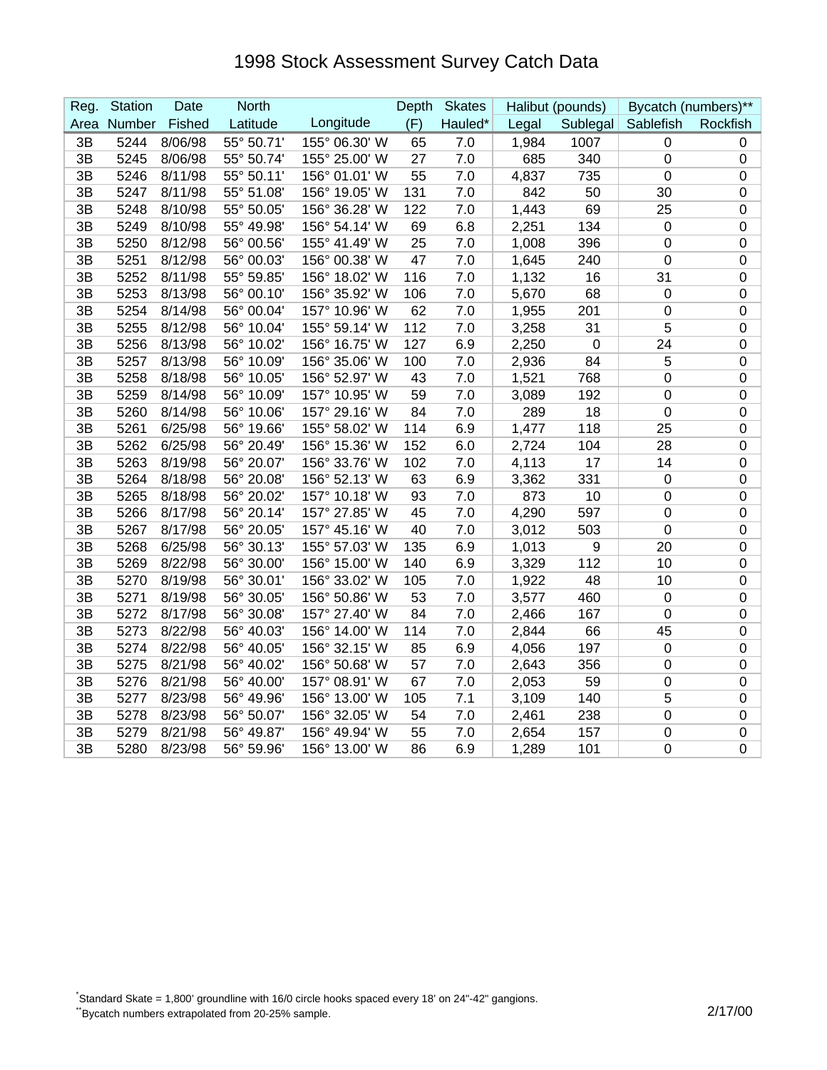# 1998 Stock Assessment Survey Catch Data

| Reg. Area | Station Number | Date Fished | North Latitude | Longitude | Depth (F) | Skates Hauled* | Halibut (pounds) | | Bycatch (numbers)** | |
|---|---|---|---|---|---|---|---|---|---|---|
| | | | | | | | Legal | Sublegal | Sablefish | Rockfish |
| 3B | 5244 | 8/06/98 | 55° 50.71' | 155° 06.30' W | 65 | 7.0 | 1,984 | 1007 | 0 | 0 |
| 3B | 5245 | 8/06/98 | 55° 50.74' | 155° 25.00' W | 27 | 7.0 | 685 | 340 | 0 | 0 |
| 3B | 5246 | 8/11/98 | 55° 50.11' | 156° 01.01' W | 55 | 7.0 | 4,837 | 735 | 0 | 0 |
| 3B | 5247 | 8/11/98 | 55° 51.08' | 156° 19.05' W | 131 | 7.0 | 842 | 50 | 30 | 0 |
| 3B | 5248 | 8/10/98 | 55° 50.05' | 156° 36.28' W | 122 | 7.0 | 1,443 | 69 | 25 | 0 |
| 3B | 5249 | 8/10/98 | 55° 49.98' | 156° 54.14' W | 69 | 6.8 | 2,251 | 134 | 0 | 0 |
| 3B | 5250 | 8/12/98 | 56° 00.56' | 155° 41.49' W | 25 | 7.0 | 1,008 | 396 | 0 | 0 |
| 3B | 5251 | 8/12/98 | 56° 00.03' | 156° 00.38' W | 47 | 7.0 | 1,645 | 240 | 0 | 0 |
| 3B | 5252 | 8/11/98 | 55° 59.85' | 156° 18.02' W | 116 | 7.0 | 1,132 | 16 | 31 | 0 |
| 3B | 5253 | 8/13/98 | 56° 00.10' | 156° 35.92' W | 106 | 7.0 | 5,670 | 68 | 0 | 0 |
| 3B | 5254 | 8/14/98 | 56° 00.04' | 157° 10.96' W | 62 | 7.0 | 1,955 | 201 | 0 | 0 |
| 3B | 5255 | 8/12/98 | 56° 10.04' | 155° 59.14' W | 112 | 7.0 | 3,258 | 31 | 5 | 0 |
| 3B | 5256 | 8/13/98 | 56° 10.02' | 156° 16.75' W | 127 | 6.9 | 2,250 | 0 | 24 | 0 |
| 3B | 5257 | 8/13/98 | 56° 10.09' | 156° 35.06' W | 100 | 7.0 | 2,936 | 84 | 5 | 0 |
| 3B | 5258 | 8/18/98 | 56° 10.05' | 156° 52.97' W | 43 | 7.0 | 1,521 | 768 | 0 | 0 |
| 3B | 5259 | 8/14/98 | 56° 10.09' | 157° 10.95' W | 59 | 7.0 | 3,089 | 192 | 0 | 0 |
| 3B | 5260 | 8/14/98 | 56° 10.06' | 157° 29.16' W | 84 | 7.0 | 289 | 18 | 0 | 0 |
| 3B | 5261 | 6/25/98 | 56° 19.66' | 155° 58.02' W | 114 | 6.9 | 1,477 | 118 | 25 | 0 |
| 3B | 5262 | 6/25/98 | 56° 20.49' | 156° 15.36' W | 152 | 6.0 | 2,724 | 104 | 28 | 0 |
| 3B | 5263 | 8/19/98 | 56° 20.07' | 156° 33.76' W | 102 | 7.0 | 4,113 | 17 | 14 | 0 |
| 3B | 5264 | 8/18/98 | 56° 20.08' | 156° 52.13' W | 63 | 6.9 | 3,362 | 331 | 0 | 0 |
| 3B | 5265 | 8/18/98 | 56° 20.02' | 157° 10.18' W | 93 | 7.0 | 873 | 10 | 0 | 0 |
| 3B | 5266 | 8/17/98 | 56° 20.14' | 157° 27.85' W | 45 | 7.0 | 4,290 | 597 | 0 | 0 |
| 3B | 5267 | 8/17/98 | 56° 20.05' | 157° 45.16' W | 40 | 7.0 | 3,012 | 503 | 0 | 0 |
| 3B | 5268 | 6/25/98 | 56° 30.13' | 155° 57.03' W | 135 | 6.9 | 1,013 | 9 | 20 | 0 |
| 3B | 5269 | 8/22/98 | 56° 30.00' | 156° 15.00' W | 140 | 6.9 | 3,329 | 112 | 10 | 0 |
| 3B | 5270 | 8/19/98 | 56° 30.01' | 156° 33.02' W | 105 | 7.0 | 1,922 | 48 | 10 | 0 |
| 3B | 5271 | 8/19/98 | 56° 30.05' | 156° 50.86' W | 53 | 7.0 | 3,577 | 460 | 0 | 0 |
| 3B | 5272 | 8/17/98 | 56° 30.08' | 157° 27.40' W | 84 | 7.0 | 2,466 | 167 | 0 | 0 |
| 3B | 5273 | 8/22/98 | 56° 40.03' | 156° 14.00' W | 114 | 7.0 | 2,844 | 66 | 45 | 0 |
| 3B | 5274 | 8/22/98 | 56° 40.05' | 156° 32.15' W | 85 | 6.9 | 4,056 | 197 | 0 | 0 |
| 3B | 5275 | 8/21/98 | 56° 40.02' | 156° 50.68' W | 57 | 7.0 | 2,643 | 356 | 0 | 0 |
| 3B | 5276 | 8/21/98 | 56° 40.00' | 157° 08.91' W | 67 | 7.0 | 2,053 | 59 | 0 | 0 |
| 3B | 5277 | 8/23/98 | 56° 49.96' | 156° 13.00' W | 105 | 7.1 | 3,109 | 140 | 5 | 0 |
| 3B | 5278 | 8/23/98 | 56° 50.07' | 156° 32.05' W | 54 | 7.0 | 2,461 | 238 | 0 | 0 |
| 3B | 5279 | 8/21/98 | 56° 49.87' | 156° 49.94' W | 55 | 7.0 | 2,654 | 157 | 0 | 0 |
| 3B | 5280 | 8/23/98 | 56° 59.96' | 156° 13.00' W | 86 | 6.9 | 1,289 | 101 | 0 | 0 |

*Standard Skate = 1,800' groundline with 16/0 circle hooks spaced every 18' on 24"-42" gangions.

**Bycatch numbers extrapolated from 20-25% sample.

2/17/00